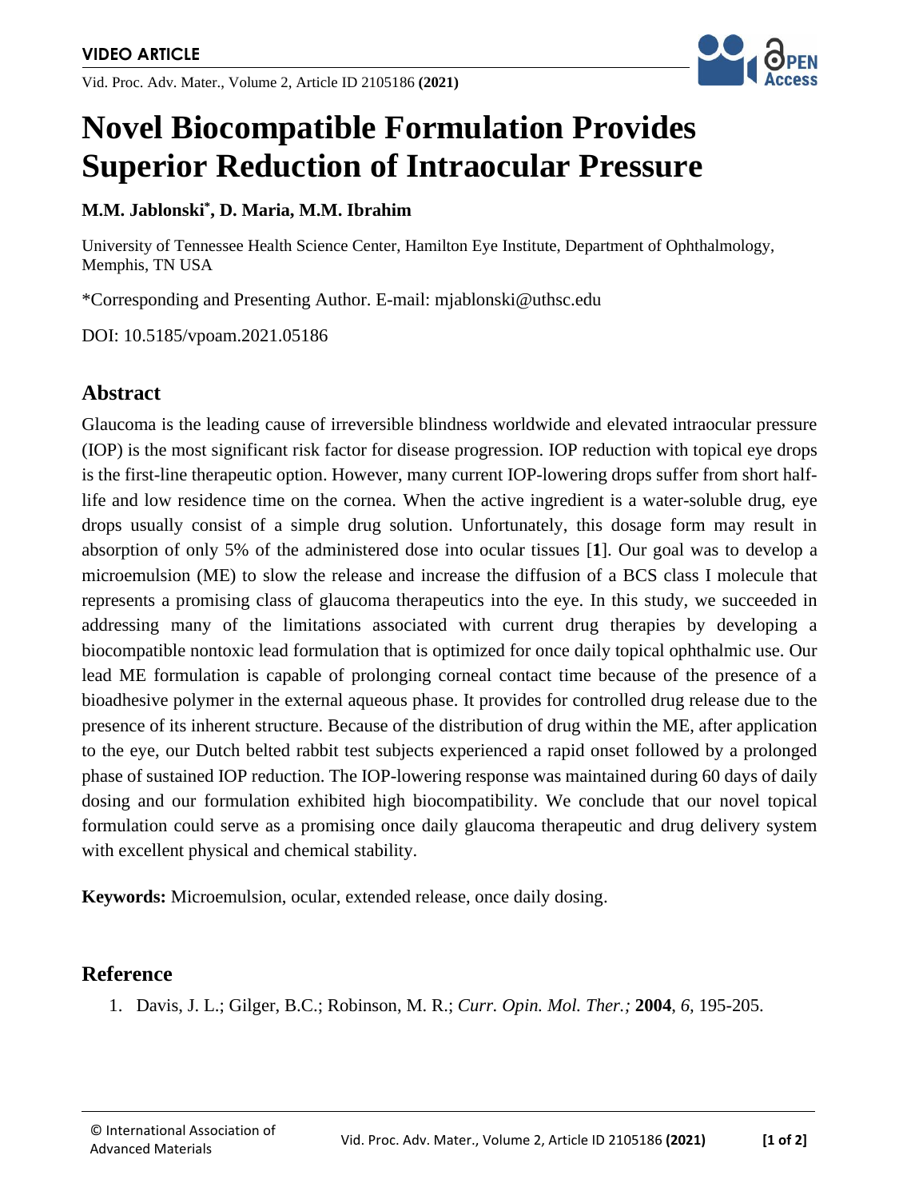**VIDEO ARTICLE**

# Novel Biocompatible Formulation Provides Superior Reduction of Intraocular Pressure

**M.M. Jablonski*, D. Maria, M.M. Ibrahim**

University of Tennessee Health Science Center, Hamilton Eye Institute, Department of Ophthalmology, Memphis, TN USA

*Corresponding and Presenting Author. E-mail: mjablonski@uthsc.edu

DOI: 10.5185/vpoam.2021.05186

## Abstract

Glaucoma is the leading cause of irreversible blindness worldwide and elevated intraocular pressure (IOP) is the most significant risk factor for disease progression. IOP reduction with topical eye drops is the first-line therapeutic option. However, many current IOP-lowering drops suffer from short half-life and low residence time on the cornea. When the active ingredient is a water-soluble drug, eye drops usually consist of a simple drug solution. Unfortunately, this dosage form may result in absorption of only 5% of the administered dose into ocular tissues [**1**]. Our goal was to develop a microemulsion (ME) to slow the release and increase the diffusion of a BCS class I molecule that represents a promising class of glaucoma therapeutics into the eye. In this study, we succeeded in addressing many of the limitations associated with current drug therapies by developing a biocompatible nontoxic lead formulation that is optimized for once daily topical ophthalmic use. Our lead ME formulation is capable of prolonging corneal contact time because of the presence of a bioadhesive polymer in the external aqueous phase. It provides for controlled drug release due to the presence of its inherent structure. Because of the distribution of drug within the ME, after application to the eye, our Dutch belted rabbit test subjects experienced a rapid onset followed by a prolonged phase of sustained IOP reduction. The IOP-lowering response was maintained during 60 days of daily dosing and our formulation exhibited high biocompatibility. We conclude that our novel topical formulation could serve as a promising once daily glaucoma therapeutic and drug delivery system with excellent physical and chemical stability.

**Keywords:** Microemulsion, ocular, extended release, once daily dosing.

## Reference

1. Davis, J. L.; Gilger, B.C.; Robinson, M. R.; *Curr. Opin. Mol. Ther.;* **2004**, *6,* 195-205.

© International Association of Advanced Materials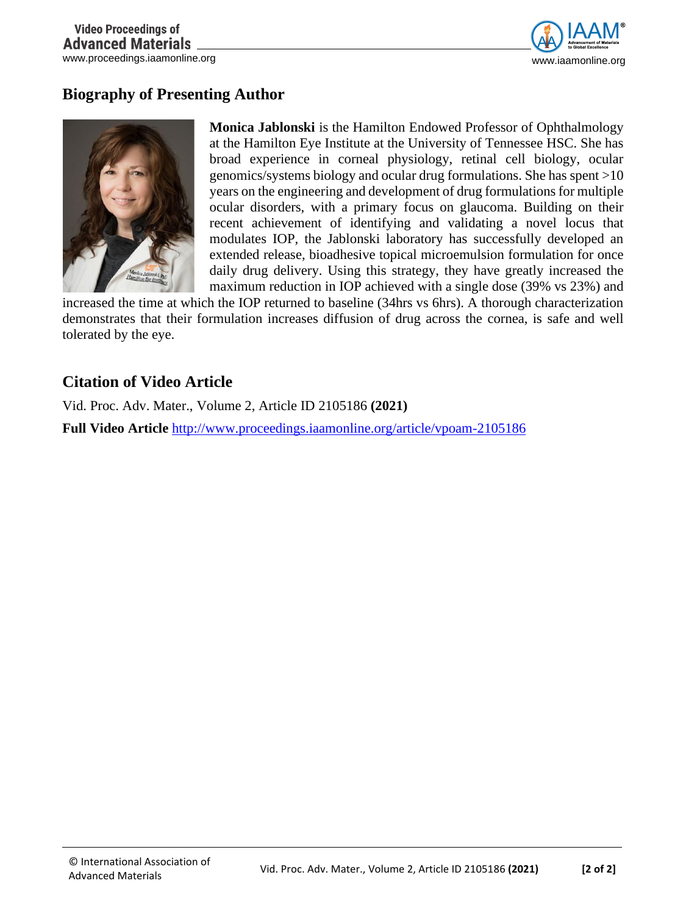## Biography of Presenting Author

**Monica Jablonski** is the Hamilton Endowed Professor of Ophthalmology at the Hamilton Eye Institute at the University of Tennessee HSC. She has broad experience in corneal physiology, retinal cell biology, ocular genomics/systems biology and ocular drug formulations. She has spent >10 years on the engineering and development of drug formulations for multiple ocular disorders, with a primary focus on glaucoma. Building on their recent achievement of identifying and validating a novel locus that modulates IOP, the Jablonski laboratory has successfully developed an extended release, bioadhesive topical microemulsion formulation for once daily drug delivery. Using this strategy, they have greatly increased the maximum reduction in IOP achieved with a single dose (39% vs 23%) and increased the time at which the IOP returned to baseline (34hrs vs 6hrs). A thorough characterization demonstrates that their formulation increases diffusion of drug across the cornea, is safe and well tolerated by the eye.

## Citation of Video Article

Vid. Proc. Adv. Mater., Volume 2, Article ID 2105186 **(2021)**

**Full Video Article** http://www.proceedings.iaamonline.org/article/vpoam-2105186